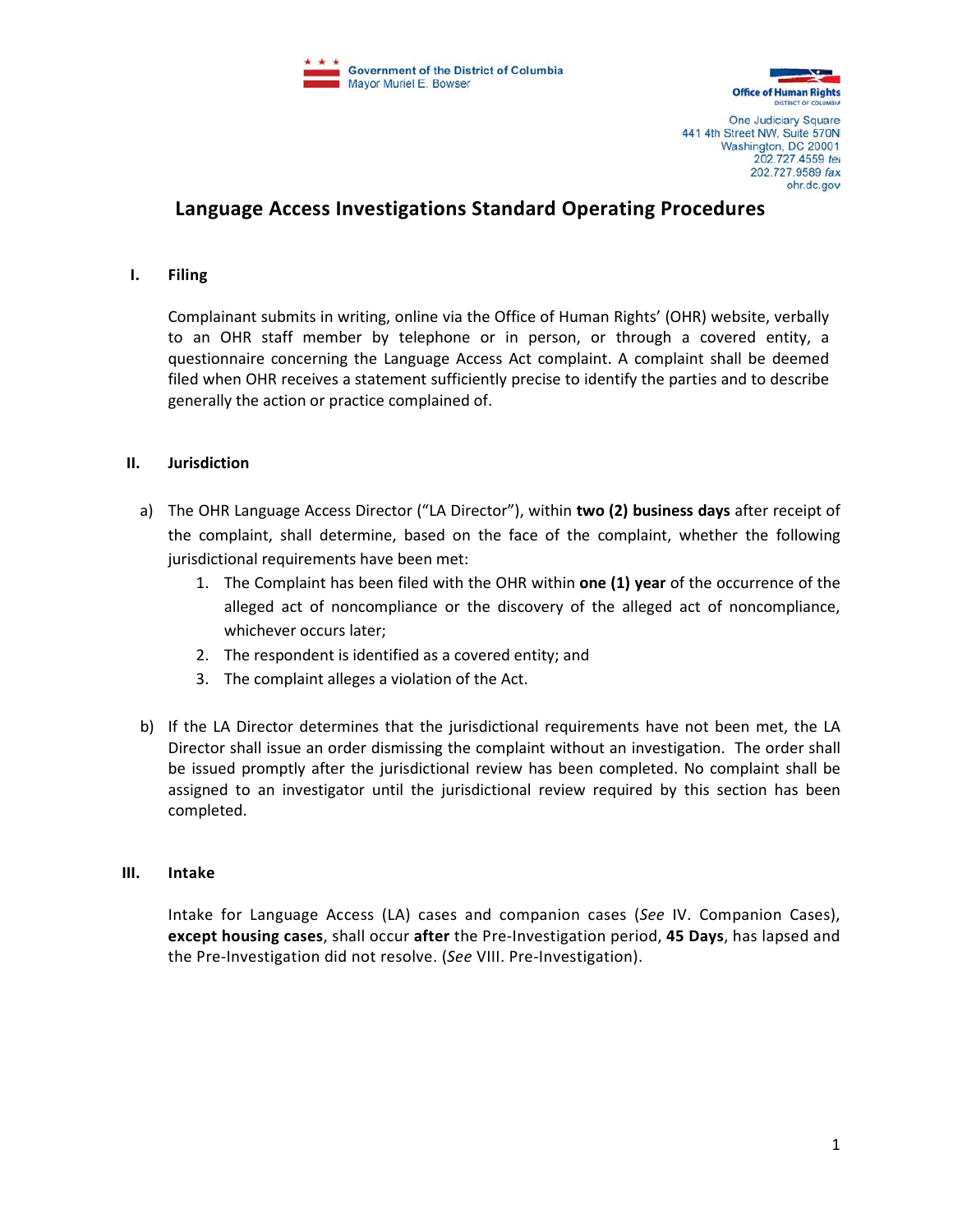Government of the District of Columbia
Mayor Muriel E. Bowser

Office of Human Rights
DISTRICT OF COLUMBIA

One Judiciary Square
441 4th Street NW, Suite 570N
Washington, DC 20001
202.727.4559 tel
202.727.9589 fax
ohr.dc.gov

# Language Access Investigations Standard Operating Procedures

## I. Filing

Complainant submits in writing, online via the Office of Human Rights' (OHR) website, verbally to an OHR staff member by telephone or in person, or through a covered entity, a questionnaire concerning the Language Access Act complaint. A complaint shall be deemed filed when OHR receives a statement sufficiently precise to identify the parties and to describe generally the action or practice complained of.

## II. Jurisdiction

a) The OHR Language Access Director ("LA Director"), within **two (2) business days** after receipt of the complaint, shall determine, based on the face of the complaint, whether the following jurisdictional requirements have been met:

   1. The Complaint has been filed with the OHR within **one (1) year** of the occurrence of the alleged act of noncompliance or the discovery of the alleged act of noncompliance, whichever occurs later;
   2. The respondent is identified as a covered entity; and
   3. The complaint alleges a violation of the Act.

b) If the LA Director determines that the jurisdictional requirements have not been met, the LA Director shall issue an order dismissing the complaint without an investigation. The order shall be issued promptly after the jurisdictional review has been completed. No complaint shall be assigned to an investigator until the jurisdictional review required by this section has been completed.

## III. Intake

Intake for Language Access (LA) cases and companion cases (*See* IV. Companion Cases), **except housing cases**, shall occur **after** the Pre-Investigation period, **45 Days**, has lapsed and the Pre-Investigation did not resolve. (*See* VIII. Pre-Investigation).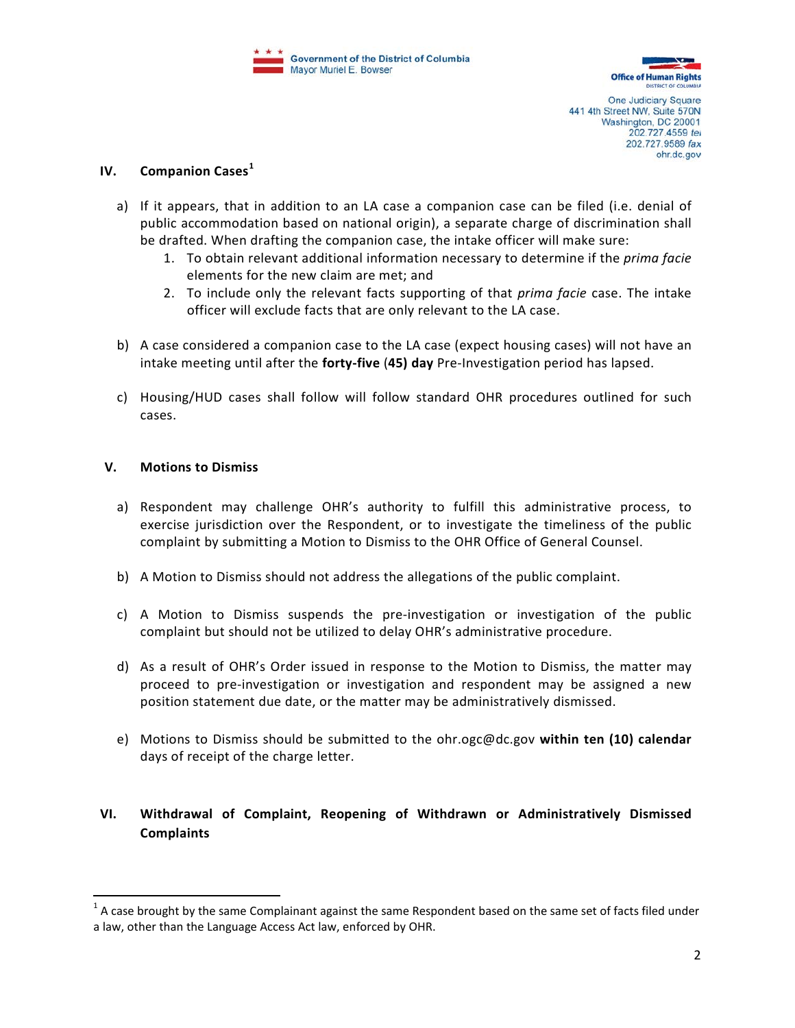## IV. Companion Cases[1]

a) If it appears, that in addition to an LA case a companion case can be filed (i.e. denial of public accommodation based on national origin), a separate charge of discrimination shall be drafted. When drafting the companion case, the intake officer will make sure:
   1. To obtain relevant additional information necessary to determine if the *prima facie* elements for the new claim are met; and
   2. To include only the relevant facts supporting of that *prima facie* case. The intake officer will exclude facts that are only relevant to the LA case.

b) A case considered a companion case to the LA case (expect housing cases) will not have an intake meeting until after the **forty-five** (**45) day** Pre-Investigation period has lapsed.

c) Housing/HUD cases shall follow will follow standard OHR procedures outlined for such cases.

## V. Motions to Dismiss

a) Respondent may challenge OHR's authority to fulfill this administrative process, to exercise jurisdiction over the Respondent, or to investigate the timeliness of the public complaint by submitting a Motion to Dismiss to the OHR Office of General Counsel.

b) A Motion to Dismiss should not address the allegations of the public complaint.

c) A Motion to Dismiss suspends the pre-investigation or investigation of the public complaint but should not be utilized to delay OHR's administrative procedure.

d) As a result of OHR's Order issued in response to the Motion to Dismiss, the matter may proceed to pre-investigation or investigation and respondent may be assigned a new position statement due date, or the matter may be administratively dismissed.

e) Motions to Dismiss should be submitted to the ohr.ogc@dc.gov **within ten (10) calendar** days of receipt of the charge letter.

## VI. Withdrawal of Complaint, Reopening of Withdrawn or Administratively Dismissed Complaints

---

[1] A case brought by the same Complainant against the same Respondent based on the same set of facts filed under a law, other than the Language Access Act law, enforced by OHR.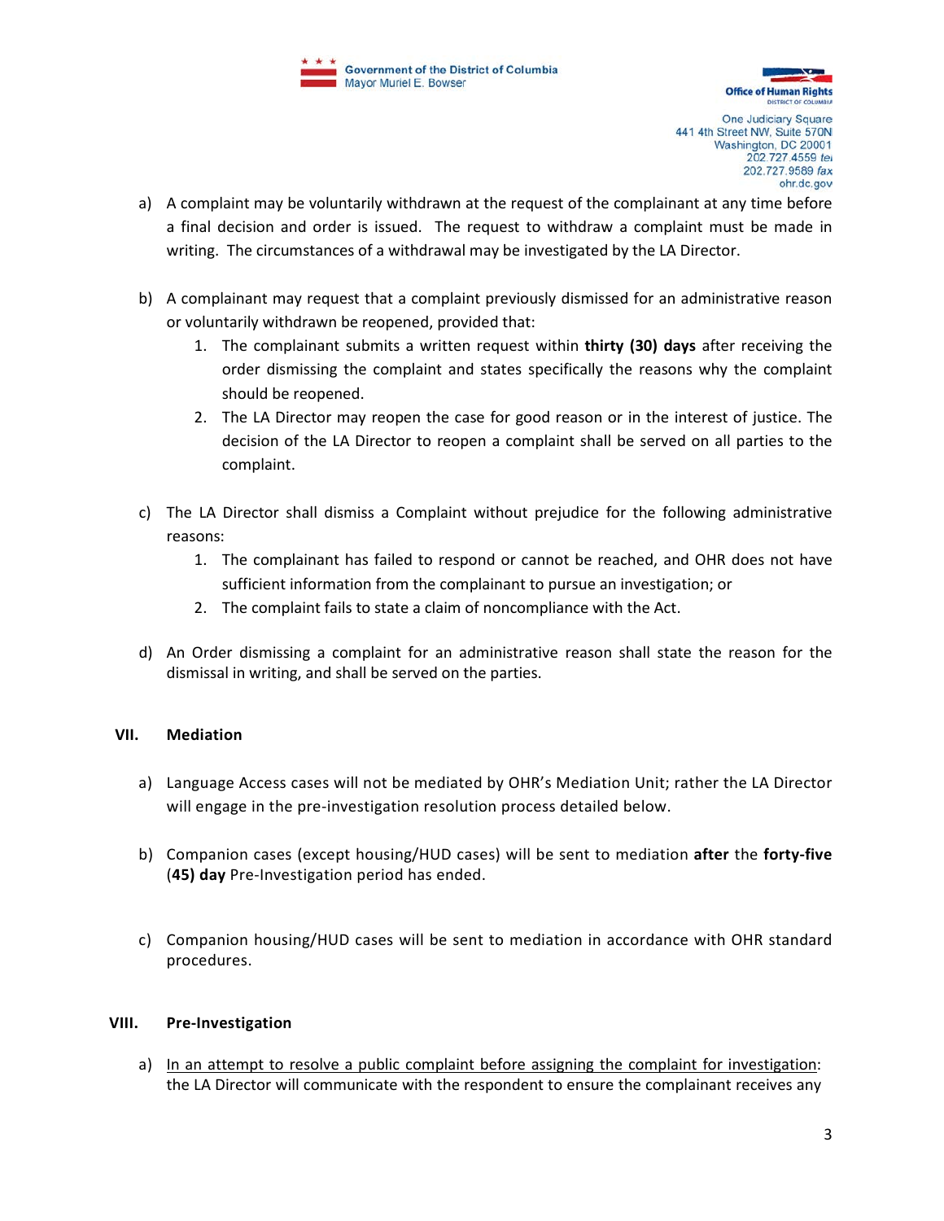a) A complaint may be voluntarily withdrawn at the request of the complainant at any time before a final decision and order is issued. The request to withdraw a complaint must be made in writing. The circumstances of a withdrawal may be investigated by the LA Director.

b) A complainant may request that a complaint previously dismissed for an administrative reason or voluntarily withdrawn be reopened, provided that:
   1. The complainant submits a written request within **thirty (30) days** after receiving the order dismissing the complaint and states specifically the reasons why the complaint should be reopened.
   2. The LA Director may reopen the case for good reason or in the interest of justice. The decision of the LA Director to reopen a complaint shall be served on all parties to the complaint.

c) The LA Director shall dismiss a Complaint without prejudice for the following administrative reasons:
   1. The complainant has failed to respond or cannot be reached, and OHR does not have sufficient information from the complainant to pursue an investigation; or
   2. The complaint fails to state a claim of noncompliance with the Act.

d) An Order dismissing a complaint for an administrative reason shall state the reason for the dismissal in writing, and shall be served on the parties.

## VII. Mediation

a) Language Access cases will not be mediated by OHR's Mediation Unit; rather the LA Director will engage in the pre-investigation resolution process detailed below.

b) Companion cases (except housing/HUD cases) will be sent to mediation **after** the **forty-five** (**45) day** Pre-Investigation period has ended.

c) Companion housing/HUD cases will be sent to mediation in accordance with OHR standard procedures.

## VIII. Pre-Investigation

a) <u>In an attempt to resolve a public complaint before assigning the complaint for investigation</u>: the LA Director will communicate with the respondent to ensure the complainant receives any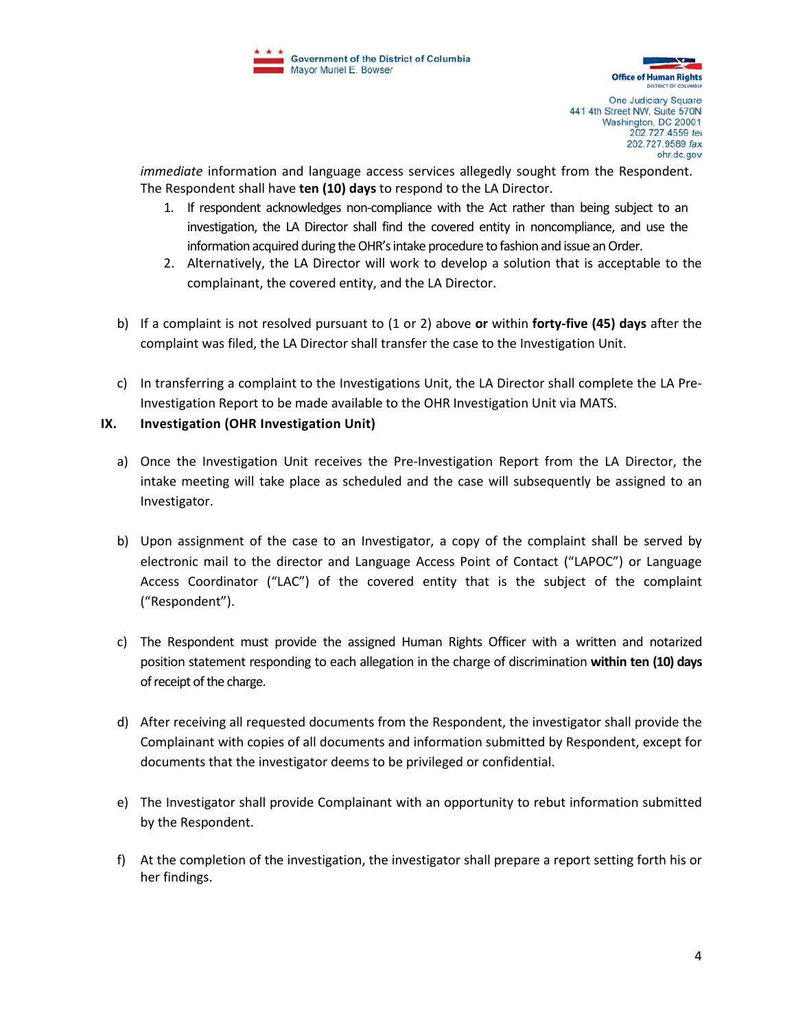*immediate* information and language access services allegedly sought from the Respondent. The Respondent shall have **ten (10) days** to respond to the LA Director.

1. If respondent acknowledges non-compliance with the Act rather than being subject to an investigation, the LA Director shall find the covered entity in noncompliance, and use the information acquired during the OHR's intake procedure to fashion and issue an Order.
2. Alternatively, the LA Director will work to develop a solution that is acceptable to the complainant, the covered entity, and the LA Director.

b) If a complaint is not resolved pursuant to (1 or 2) above **or** within **forty-five (45) days** after the complaint was filed, the LA Director shall transfer the case to the Investigation Unit.

c) In transferring a complaint to the Investigations Unit, the LA Director shall complete the LA Pre-Investigation Report to be made available to the OHR Investigation Unit via MATS.

## IX. Investigation (OHR Investigation Unit)

a) Once the Investigation Unit receives the Pre-Investigation Report from the LA Director, the intake meeting will take place as scheduled and the case will subsequently be assigned to an Investigator.

b) Upon assignment of the case to an Investigator, a copy of the complaint shall be served by electronic mail to the director and Language Access Point of Contact ("LAPOC") or Language Access Coordinator ("LAC") of the covered entity that is the subject of the complaint ("Respondent").

c) The Respondent must provide the assigned Human Rights Officer with a written and notarized position statement responding to each allegation in the charge of discrimination **within ten (10) days** of receipt of the charge.

d) After receiving all requested documents from the Respondent, the investigator shall provide the Complainant with copies of all documents and information submitted by Respondent, except for documents that the investigator deems to be privileged or confidential.

e) The Investigator shall provide Complainant with an opportunity to rebut information submitted by the Respondent.

f) At the completion of the investigation, the investigator shall prepare a report setting forth his or her findings.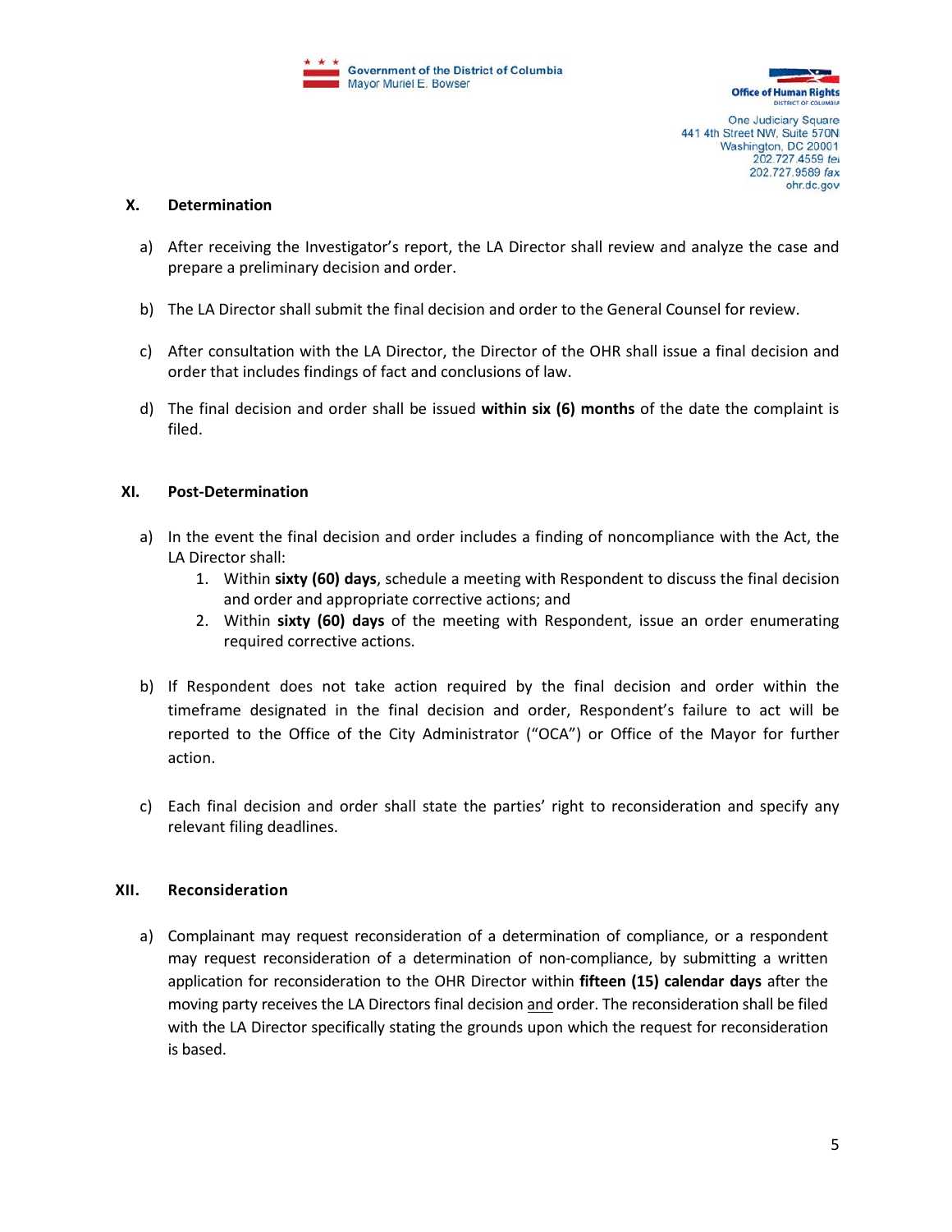## X. Determination

a) After receiving the Investigator's report, the LA Director shall review and analyze the case and prepare a preliminary decision and order.

b) The LA Director shall submit the final decision and order to the General Counsel for review.

c) After consultation with the LA Director, the Director of the OHR shall issue a final decision and order that includes findings of fact and conclusions of law.

d) The final decision and order shall be issued **within six (6) months** of the date the complaint is filed.

## XI. Post-Determination

a) In the event the final decision and order includes a finding of noncompliance with the Act, the LA Director shall:
   1. Within **sixty (60) days**, schedule a meeting with Respondent to discuss the final decision and order and appropriate corrective actions; and
   2. Within **sixty (60) days** of the meeting with Respondent, issue an order enumerating required corrective actions.

b) If Respondent does not take action required by the final decision and order within the timeframe designated in the final decision and order, Respondent's failure to act will be reported to the Office of the City Administrator ("OCA") or Office of the Mayor for further action.

c) Each final decision and order shall state the parties' right to reconsideration and specify any relevant filing deadlines.

## XII. Reconsideration

a) Complainant may request reconsideration of a determination of compliance, or a respondent may request reconsideration of a determination of non-compliance, by submitting a written application for reconsideration to the OHR Director within **fifteen (15) calendar days** after the moving party receives the LA Directors final decision <u>and</u> order. The reconsideration shall be filed with the LA Director specifically stating the grounds upon which the request for reconsideration is based.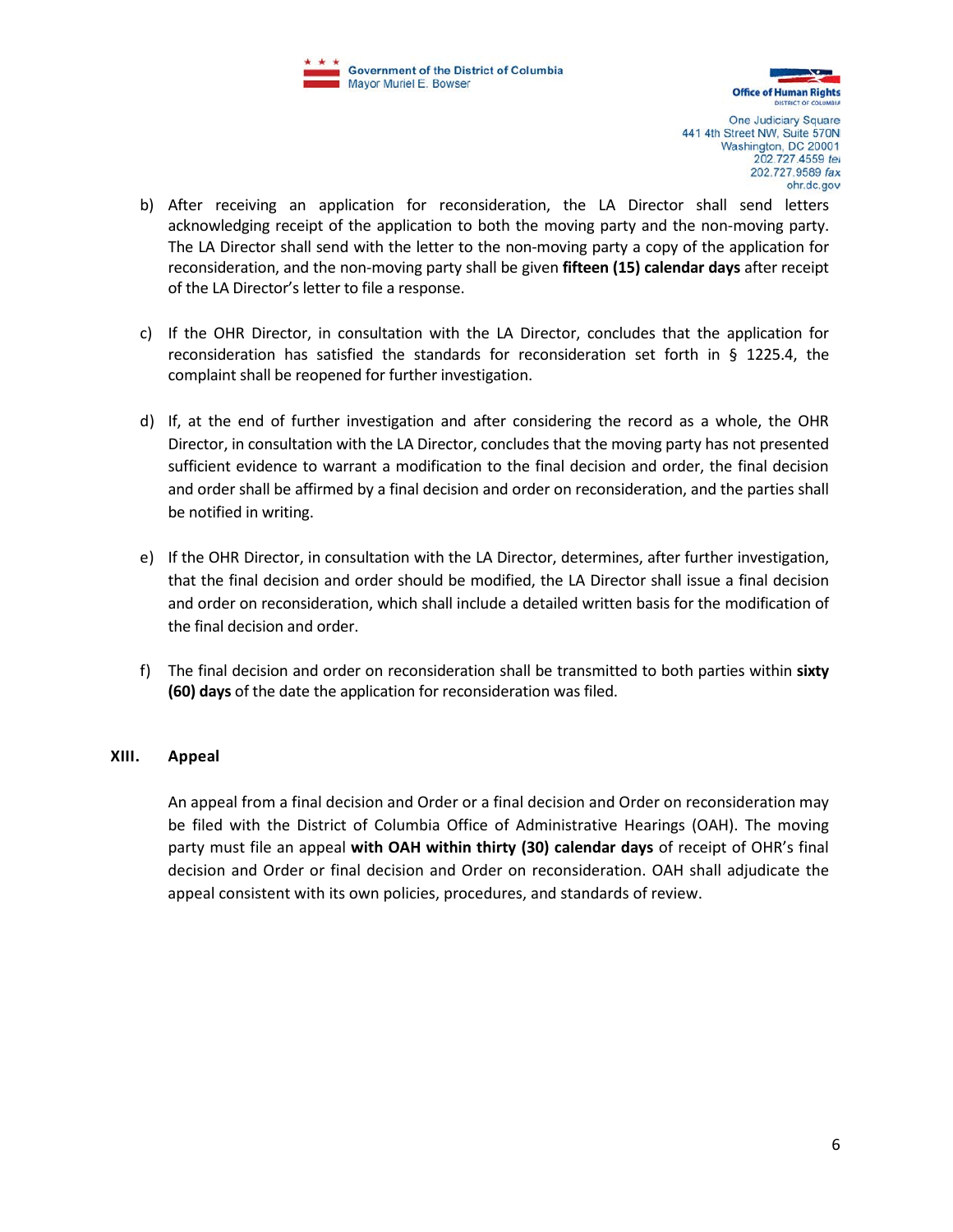b) After receiving an application for reconsideration, the LA Director shall send letters acknowledging receipt of the application to both the moving party and the non-moving party. The LA Director shall send with the letter to the non-moving party a copy of the application for reconsideration, and the non-moving party shall be given **fifteen (15) calendar days** after receipt of the LA Director's letter to file a response.

c) If the OHR Director, in consultation with the LA Director, concludes that the application for reconsideration has satisfied the standards for reconsideration set forth in § 1225.4, the complaint shall be reopened for further investigation.

d) If, at the end of further investigation and after considering the record as a whole, the OHR Director, in consultation with the LA Director, concludes that the moving party has not presented sufficient evidence to warrant a modification to the final decision and order, the final decision and order shall be affirmed by a final decision and order on reconsideration, and the parties shall be notified in writing.

e) If the OHR Director, in consultation with the LA Director, determines, after further investigation, that the final decision and order should be modified, the LA Director shall issue a final decision and order on reconsideration, which shall include a detailed written basis for the modification of the final decision and order.

f) The final decision and order on reconsideration shall be transmitted to both parties within **sixty (60) days** of the date the application for reconsideration was filed.

## XIII. Appeal

An appeal from a final decision and Order or a final decision and Order on reconsideration may be filed with the District of Columbia Office of Administrative Hearings (OAH). The moving party must file an appeal **with OAH within thirty (30) calendar days** of receipt of OHR's final decision and Order or final decision and Order on reconsideration. OAH shall adjudicate the appeal consistent with its own policies, procedures, and standards of review.